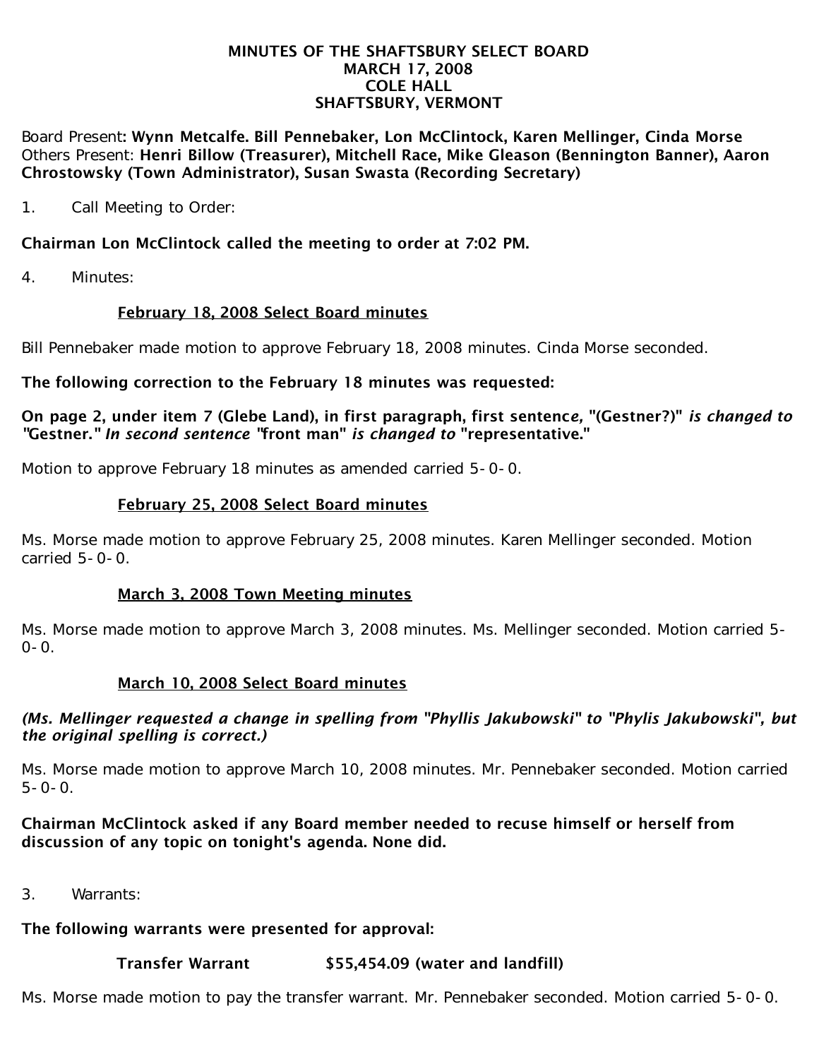**MINUTES OF THE SHAFTSBURY SELECT BOARD**
**MARCH 17, 2008**
**COLE HALL**
**SHAFTSBURY, VERMONT**

Board Present: **Wynn Metcalfe. Bill Pennebaker, Lon McClintock, Karen Mellinger, Cinda Morse**
Others Present: **Henri Billow (Treasurer), Mitchell Race, Mike Gleason (Bennington Banner), Aaron Chrostowsky (Town Administrator), Susan Swasta (Recording Secretary)**

1. Call Meeting to Order:

**Chairman Lon McClintock called the meeting to order at 7:02 PM.**

4. Minutes:

**February 18, 2008 Select Board minutes**

Bill Pennebaker made motion to approve February 18, 2008 minutes. Cinda Morse seconded.

**The following correction to the February 18 minutes was requested:**

**On page 2, under item 7 (Glebe Land), in first paragraph, first sentence, "(Gestner?)"** ***is changed to*** **"Gestner."** ***In second sentence*** **"front man"** ***is changed to*** **"representative."**

Motion to approve February 18 minutes as amended carried 5-0-0.

**February 25, 2008 Select Board minutes**

Ms. Morse made motion to approve February 25, 2008 minutes. Karen Mellinger seconded. Motion carried 5-0-0.

**March 3, 2008 Town Meeting minutes**

Ms. Morse made motion to approve March 3, 2008 minutes. Ms. Mellinger seconded. Motion carried 5-0-0.

**March 10, 2008 Select Board minutes**

***(Ms. Mellinger requested a change in spelling from "Phyllis Jakubowski" to "Phylis Jakubowski", but the original spelling is correct.)***

Ms. Morse made motion to approve March 10, 2008 minutes. Mr. Pennebaker seconded. Motion carried 5-0-0.

**Chairman McClintock asked if any Board member needed to recuse himself or herself from discussion of any topic on tonight's agenda. None did.**

3. Warrants:

**The following warrants were presented for approval:**

**Transfer Warrant $55,454.09 (water and landfill)**

Ms. Morse made motion to pay the transfer warrant. Mr. Pennebaker seconded. Motion carried 5-0-0.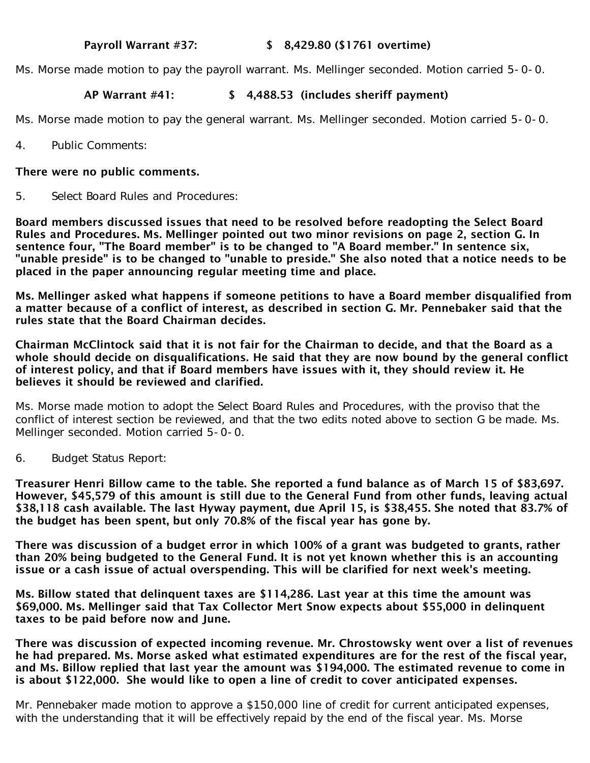**Payroll Warrant #37: $ 8,429.80 ($1761 overtime)**

Ms. Morse made motion to pay the payroll warrant. Ms. Mellinger seconded. Motion carried 5-0-0.

**AP Warrant #41: $ 4,488.53 (includes sheriff payment)**

Ms. Morse made motion to pay the general warrant. Ms. Mellinger seconded. Motion carried 5-0-0.

4. Public Comments:

**There were no public comments.**

5. Select Board Rules and Procedures:

**Board members discussed issues that need to be resolved before readopting the Select Board Rules and Procedures. Ms. Mellinger pointed out two minor revisions on page 2, section G. In sentence four, "The Board member" is to be changed to "A Board member." In sentence six, "unable preside" is to be changed to "unable to preside." She also noted that a notice needs to be placed in the paper announcing regular meeting time and place.**

**Ms. Mellinger asked what happens if someone petitions to have a Board member disqualified from a matter because of a conflict of interest, as described in section G. Mr. Pennebaker said that the rules state that the Board Chairman decides.**

**Chairman McClintock said that it is not fair for the Chairman to decide, and that the Board as a whole should decide on disqualifications. He said that they are now bound by the general conflict of interest policy, and that if Board members have issues with it, they should review it. He believes it should be reviewed and clarified.**

Ms. Morse made motion to adopt the Select Board Rules and Procedures, with the proviso that the conflict of interest section be reviewed, and that the two edits noted above to section G be made. Ms. Mellinger seconded. Motion carried 5-0-0.

6. Budget Status Report:

**Treasurer Henri Billow came to the table. She reported a fund balance as of March 15 of $83,697. However, $45,579 of this amount is still due to the General Fund from other funds, leaving actual $38,118 cash available. The last Hyway payment, due April 15, is $38,455. She noted that 83.7% of the budget has been spent, but only 70.8% of the fiscal year has gone by.**

**There was discussion of a budget error in which 100% of a grant was budgeted to grants, rather than 20% being budgeted to the General Fund. It is not yet known whether this is an accounting issue or a cash issue of actual overspending. This will be clarified for next week's meeting.**

**Ms. Billow stated that delinquent taxes are $114,286. Last year at this time the amount was $69,000. Ms. Mellinger said that Tax Collector Mert Snow expects about $55,000 in delinquent taxes to be paid before now and June.**

**There was discussion of expected incoming revenue. Mr. Chrostowsky went over a list of revenues he had prepared. Ms. Morse asked what estimated expenditures are for the rest of the fiscal year, and Ms. Billow replied that last year the amount was $194,000. The estimated revenue to come in is about $122,000. She would like to open a line of credit to cover anticipated expenses.**

Mr. Pennebaker made motion to approve a $150,000 line of credit for current anticipated expenses, with the understanding that it will be effectively repaid by the end of the fiscal year. Ms. Morse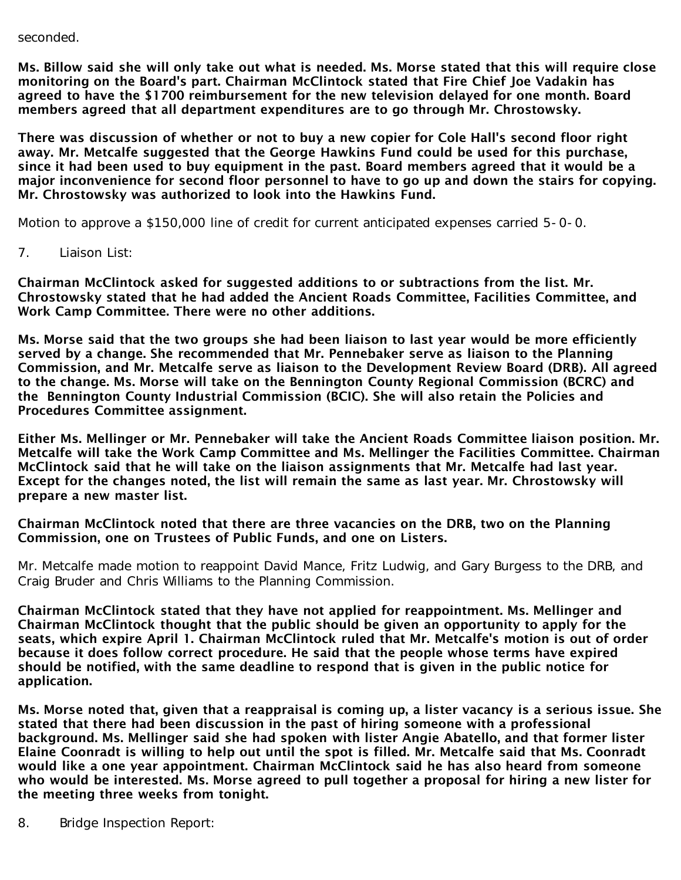seconded.

**Ms. Billow said she will only take out what is needed. Ms. Morse stated that this will require close monitoring on the Board's part. Chairman McClintock stated that Fire Chief Joe Vadakin has agreed to have the $1700 reimbursement for the new television delayed for one month. Board members agreed that all department expenditures are to go through Mr. Chrostowsky.**

**There was discussion of whether or not to buy a new copier for Cole Hall's second floor right away. Mr. Metcalfe suggested that the George Hawkins Fund could be used for this purchase, since it had been used to buy equipment in the past. Board members agreed that it would be a major inconvenience for second floor personnel to have to go up and down the stairs for copying. Mr. Chrostowsky was authorized to look into the Hawkins Fund.**

Motion to approve a $150,000 line of credit for current anticipated expenses carried 5-0-0.

7. Liaison List:

**Chairman McClintock asked for suggested additions to or subtractions from the list. Mr. Chrostowsky stated that he had added the Ancient Roads Committee, Facilities Committee, and Work Camp Committee. There were no other additions.**

**Ms. Morse said that the two groups she had been liaison to last year would be more efficiently served by a change. She recommended that Mr. Pennebaker serve as liaison to the Planning Commission, and Mr. Metcalfe serve as liaison to the Development Review Board (DRB). All agreed to the change. Ms. Morse will take on the Bennington County Regional Commission (BCRC) and the Bennington County Industrial Commission (BCIC). She will also retain the Policies and Procedures Committee assignment.**

**Either Ms. Mellinger or Mr. Pennebaker will take the Ancient Roads Committee liaison position. Mr. Metcalfe will take the Work Camp Committee and Ms. Mellinger the Facilities Committee. Chairman McClintock said that he will take on the liaison assignments that Mr. Metcalfe had last year. Except for the changes noted, the list will remain the same as last year. Mr. Chrostowsky will prepare a new master list.**

**Chairman McClintock noted that there are three vacancies on the DRB, two on the Planning Commission, one on Trustees of Public Funds, and one on Listers.**

Mr. Metcalfe made motion to reappoint David Mance, Fritz Ludwig, and Gary Burgess to the DRB, and Craig Bruder and Chris Williams to the Planning Commission.

**Chairman McClintock stated that they have not applied for reappointment. Ms. Mellinger and Chairman McClintock thought that the public should be given an opportunity to apply for the seats, which expire April 1. Chairman McClintock ruled that Mr. Metcalfe's motion is out of order because it does follow correct procedure. He said that the people whose terms have expired should be notified, with the same deadline to respond that is given in the public notice for application.**

**Ms. Morse noted that, given that a reappraisal is coming up, a lister vacancy is a serious issue. She stated that there had been discussion in the past of hiring someone with a professional background. Ms. Mellinger said she had spoken with lister Angie Abatello, and that former lister Elaine Coonradt is willing to help out until the spot is filled. Mr. Metcalfe said that Ms. Coonradt would like a one year appointment. Chairman McClintock said he has also heard from someone who would be interested. Ms. Morse agreed to pull together a proposal for hiring a new lister for the meeting three weeks from tonight.**

8. Bridge Inspection Report: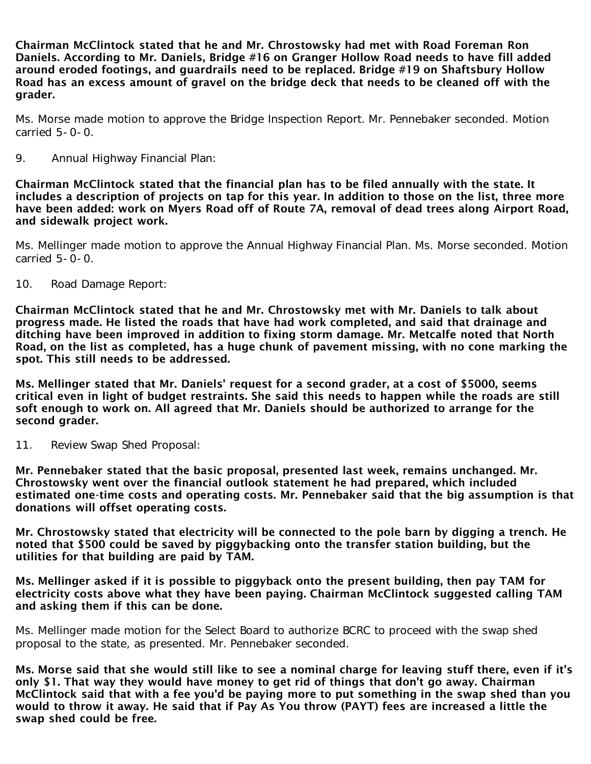**Chairman McClintock stated that he and Mr. Chrostowsky had met with Road Foreman Ron Daniels. According to Mr. Daniels, Bridge #16 on Granger Hollow Road needs to have fill added around eroded footings, and guardrails need to be replaced. Bridge #19 on Shaftsbury Hollow Road has an excess amount of gravel on the bridge deck that needs to be cleaned off with the grader.**

Ms. Morse made motion to approve the Bridge Inspection Report. Mr. Pennebaker seconded. Motion carried 5-0-0.

9. Annual Highway Financial Plan:

**Chairman McClintock stated that the financial plan has to be filed annually with the state. It includes a description of projects on tap for this year. In addition to those on the list, three more have been added: work on Myers Road off of Route 7A, removal of dead trees along Airport Road, and sidewalk project work.**

Ms. Mellinger made motion to approve the Annual Highway Financial Plan. Ms. Morse seconded. Motion carried 5-0-0.

10. Road Damage Report:

**Chairman McClintock stated that he and Mr. Chrostowsky met with Mr. Daniels to talk about progress made. He listed the roads that have had work completed, and said that drainage and ditching have been improved in addition to fixing storm damage. Mr. Metcalfe noted that North Road, on the list as completed, has a huge chunk of pavement missing, with no cone marking the spot. This still needs to be addressed.**

**Ms. Mellinger stated that Mr. Daniels' request for a second grader, at a cost of $5000, seems critical even in light of budget restraints. She said this needs to happen while the roads are still soft enough to work on. All agreed that Mr. Daniels should be authorized to arrange for the second grader.**

11. Review Swap Shed Proposal:

**Mr. Pennebaker stated that the basic proposal, presented last week, remains unchanged. Mr. Chrostowsky went over the financial outlook statement he had prepared, which included estimated one-time costs and operating costs. Mr. Pennebaker said that the big assumption is that donations will offset operating costs.**

**Mr. Chrostowsky stated that electricity will be connected to the pole barn by digging a trench. He noted that $500 could be saved by piggybacking onto the transfer station building, but the utilities for that building are paid by TAM.**

**Ms. Mellinger asked if it is possible to piggyback onto the present building, then pay TAM for electricity costs above what they have been paying. Chairman McClintock suggested calling TAM and asking them if this can be done.**

Ms. Mellinger made motion for the Select Board to authorize BCRC to proceed with the swap shed proposal to the state, as presented. Mr. Pennebaker seconded.

**Ms. Morse said that she would still like to see a nominal charge for leaving stuff there, even if it's only $1. That way they would have money to get rid of things that don't go away. Chairman McClintock said that with a fee you'd be paying more to put something in the swap shed than you would to throw it away. He said that if Pay As You throw (PAYT) fees are increased a little the swap shed could be free.**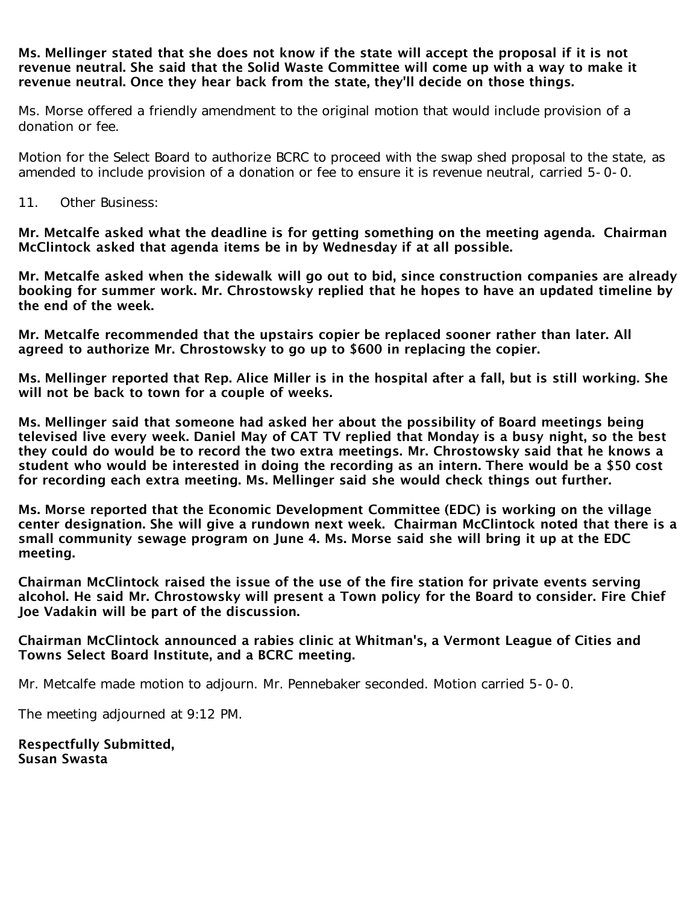**Ms. Mellinger stated that she does not know if the state will accept the proposal if it is not revenue neutral. She said that the Solid Waste Committee will come up with a way to make it revenue neutral. Once they hear back from the state, they'll decide on those things.**

Ms. Morse offered a friendly amendment to the original motion that would include provision of a donation or fee.

Motion for the Select Board to authorize BCRC to proceed with the swap shed proposal to the state, as amended to include provision of a donation or fee to ensure it is revenue neutral, carried 5-0-0.

11. Other Business:

**Mr. Metcalfe asked what the deadline is for getting something on the meeting agenda. Chairman McClintock asked that agenda items be in by Wednesday if at all possible.**

**Mr. Metcalfe asked when the sidewalk will go out to bid, since construction companies are already booking for summer work. Mr. Chrostowsky replied that he hopes to have an updated timeline by the end of the week.**

**Mr. Metcalfe recommended that the upstairs copier be replaced sooner rather than later. All agreed to authorize Mr. Chrostowsky to go up to $600 in replacing the copier.**

**Ms. Mellinger reported that Rep. Alice Miller is in the hospital after a fall, but is still working. She will not be back to town for a couple of weeks.**

**Ms. Mellinger said that someone had asked her about the possibility of Board meetings being televised live every week. Daniel May of CAT TV replied that Monday is a busy night, so the best they could do would be to record the two extra meetings. Mr. Chrostowsky said that he knows a student who would be interested in doing the recording as an intern. There would be a $50 cost for recording each extra meeting. Ms. Mellinger said she would check things out further.**

**Ms. Morse reported that the Economic Development Committee (EDC) is working on the village center designation. She will give a rundown next week. Chairman McClintock noted that there is a small community sewage program on June 4. Ms. Morse said she will bring it up at the EDC meeting.**

**Chairman McClintock raised the issue of the use of the fire station for private events serving alcohol. He said Mr. Chrostowsky will present a Town policy for the Board to consider. Fire Chief Joe Vadakin will be part of the discussion.**

**Chairman McClintock announced a rabies clinic at Whitman's, a Vermont League of Cities and Towns Select Board Institute, and a BCRC meeting.**

Mr. Metcalfe made motion to adjourn. Mr. Pennebaker seconded. Motion carried 5-0-0.

The meeting adjourned at 9:12 PM.

**Respectfully Submitted,**
**Susan Swasta**